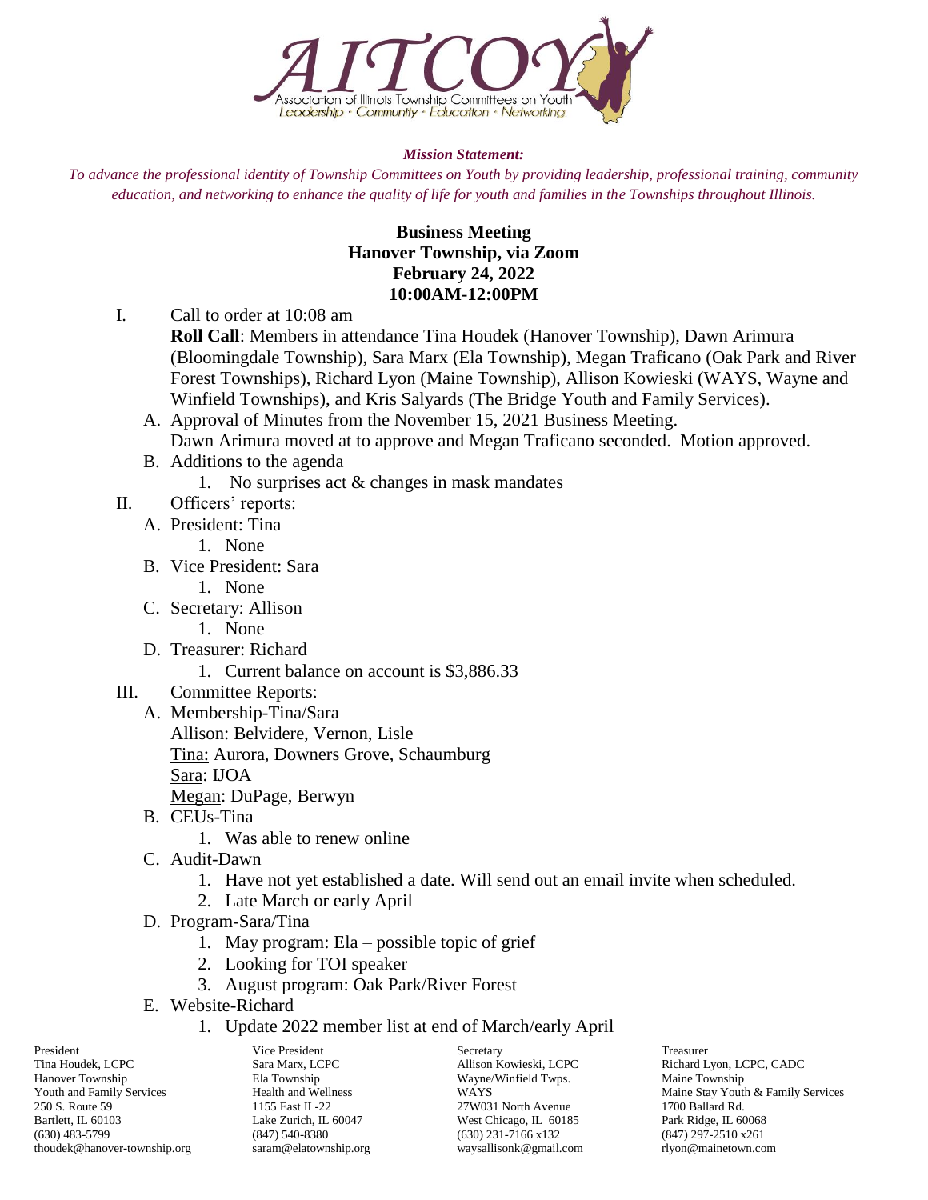AITCOY
Association of Illinois Township Committees on Youth
Leadership • Community • Education • Networking

***Mission Statement:***

*To advance the professional identity of Township Committees on Youth by providing leadership, professional training, community education, and networking to enhance the quality of life for youth and families in the Townships throughout Illinois.*

**Business Meeting**
**Hanover Township, via Zoom**
**February 24, 2022**
**10:00AM-12:00PM**

I. Call to order at 10:08 am

**Roll Call**: Members in attendance Tina Houdek (Hanover Township), Dawn Arimura (Bloomingdale Township), Sara Marx (Ela Township), Megan Traficano (Oak Park and River Forest Townships), Richard Lyon (Maine Township), Allison Kowieski (WAYS, Wayne and Winfield Townships), and Kris Salyards (The Bridge Youth and Family Services).

A. Approval of Minutes from the November 15, 2021 Business Meeting.
Dawn Arimura moved at to approve and Megan Traficano seconded. Motion approved.

B. Additions to the agenda
   1. No surprises act & changes in mask mandates

II. Officers' reports:

A. President: Tina
   1. None

B. Vice President: Sara
   1. None

C. Secretary: Allison
   1. None

D. Treasurer: Richard
   1. Current balance on account is $3,886.33

III. Committee Reports:

A. Membership-Tina/Sara
<u>Allison:</u> Belvidere, Vernon, Lisle
<u>Tina:</u> Aurora, Downers Grove, Schaumburg
<u>Sara</u>: IJOA
<u>Megan</u>: DuPage, Berwyn

B. CEUs-Tina
   1. Was able to renew online

C. Audit-Dawn
   1. Have not yet established a date. Will send out an email invite when scheduled.
   2. Late March or early April

D. Program-Sara/Tina
   1. May program: Ela – possible topic of grief
   2. Looking for TOI speaker
   3. August program: Oak Park/River Forest

E. Website-Richard
   1. Update 2022 member list at end of March/early April

| President | Vice President | Secretary | Treasurer |
|---|---|---|---|
| Tina Houdek, LCPC | Sara Marx, LCPC | Allison Kowieski, LCPC | Richard Lyon, LCPC, CADC |
| Hanover Township | Ela Township | Wayne/Winfield Twps. | Maine Township |
| Youth and Family Services | Health and Wellness | WAYS | Maine Stay Youth & Family Services |
| 250 S. Route 59 | 1155 East IL-22 | 27W031 North Avenue | 1700 Ballard Rd. |
| Bartlett, IL 60103 | Lake Zurich, IL 60047 | West Chicago, IL 60185 | Park Ridge, IL 60068 |
| (630) 483-5799 | (847) 540-8380 | (630) 231-7166 x132 | (847) 297-2510 x261 |
| thoudek@hanover-township.org | saram@elatownship.org | waysallisonk@gmail.com | rlyon@mainetown.com |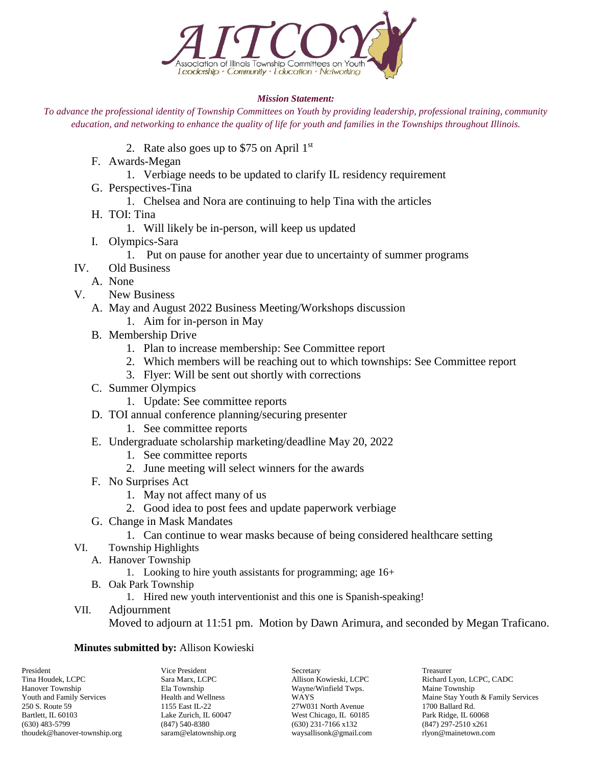**Mission Statement:**

*To advance the professional identity of Township Committees on Youth by providing leadership, professional training, community education, and networking to enhance the quality of life for youth and families in the Townships throughout Illinois.*

2. Rate also goes up to $75 on April 1st

F. Awards-Megan
   1. Verbiage needs to be updated to clarify IL residency requirement

G. Perspectives-Tina
   1. Chelsea and Nora are continuing to help Tina with the articles

H. TOI: Tina
   1. Will likely be in-person, will keep us updated

I. Olympics-Sara
   1. Put on pause for another year due to uncertainty of summer programs

IV. Old Business

A. None

V. New Business

A. May and August 2022 Business Meeting/Workshops discussion
   1. Aim for in-person in May

B. Membership Drive
   1. Plan to increase membership: See Committee report
   2. Which members will be reaching out to which townships: See Committee report
   3. Flyer: Will be sent out shortly with corrections

C. Summer Olympics
   1. Update: See committee reports

D. TOI annual conference planning/securing presenter
   1. See committee reports

E. Undergraduate scholarship marketing/deadline May 20, 2022
   1. See committee reports
   2. June meeting will select winners for the awards

F. No Surprises Act
   1. May not affect many of us
   2. Good idea to post fees and update paperwork verbiage

G. Change in Mask Mandates
   1. Can continue to wear masks because of being considered healthcare setting

VI. Township Highlights

A. Hanover Township
   1. Looking to hire youth assistants for programming; age 16+

B. Oak Park Township
   1. Hired new youth interventionist and this one is Spanish-speaking!

VII. Adjournment

Moved to adjourn at 11:51 pm. Motion by Dawn Arimura, and seconded by Megan Traficano.

**Minutes submitted by:** Allison Kowieski

President
Tina Houdek, LCPC
Hanover Township
Youth and Family Services
250 S. Route 59
Bartlett, IL 60103
(630) 483-5799
thoudek@hanover-township.org

Vice President
Sara Marx, LCPC
Ela Township
Health and Wellness
1155 East IL-22
Lake Zurich, IL 60047
(847) 540-8380
saram@elatownship.org

Secretary
Allison Kowieski, LCPC
Wayne/Winfield Twps.
WAYS
27W031 North Avenue
West Chicago, IL 60185
(630) 231-7166 x132
waysallisonk@gmail.com

Treasurer
Richard Lyon, LCPC, CADC
Maine Township
Maine Stay Youth & Family Services
1700 Ballard Rd.
Park Ridge, IL 60068
(847) 297-2510 x261
rlyon@mainetown.com